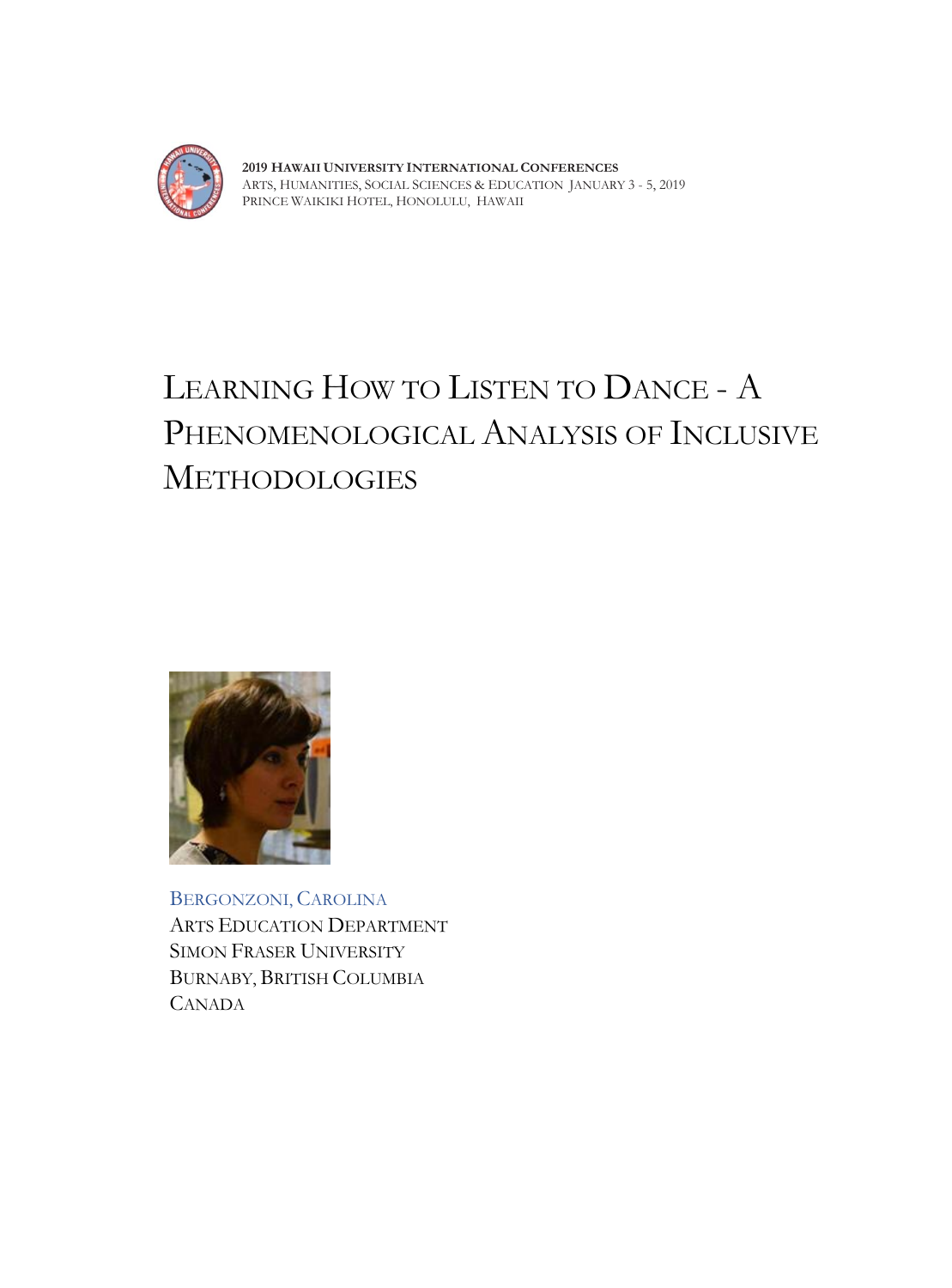2019 HAWAII UNIVERSITY INTERNATIONAL CONFERENCES
ARTS, HUMANITIES, SOCIAL SCIENCES & EDUCATION JANUARY 3 - 5, 2019
PRINCE WAIKIKI HOTEL, HONOLULU, HAWAII

# LEARNING HOW TO LISTEN TO DANCE - A PHENOMENOLOGICAL ANALYSIS OF INCLUSIVE METHODOLOGIES

BERGONZONI, CAROLINA
ARTS EDUCATION DEPARTMENT
SIMON FRASER UNIVERSITY
BURNABY, BRITISH COLUMBIA
CANADA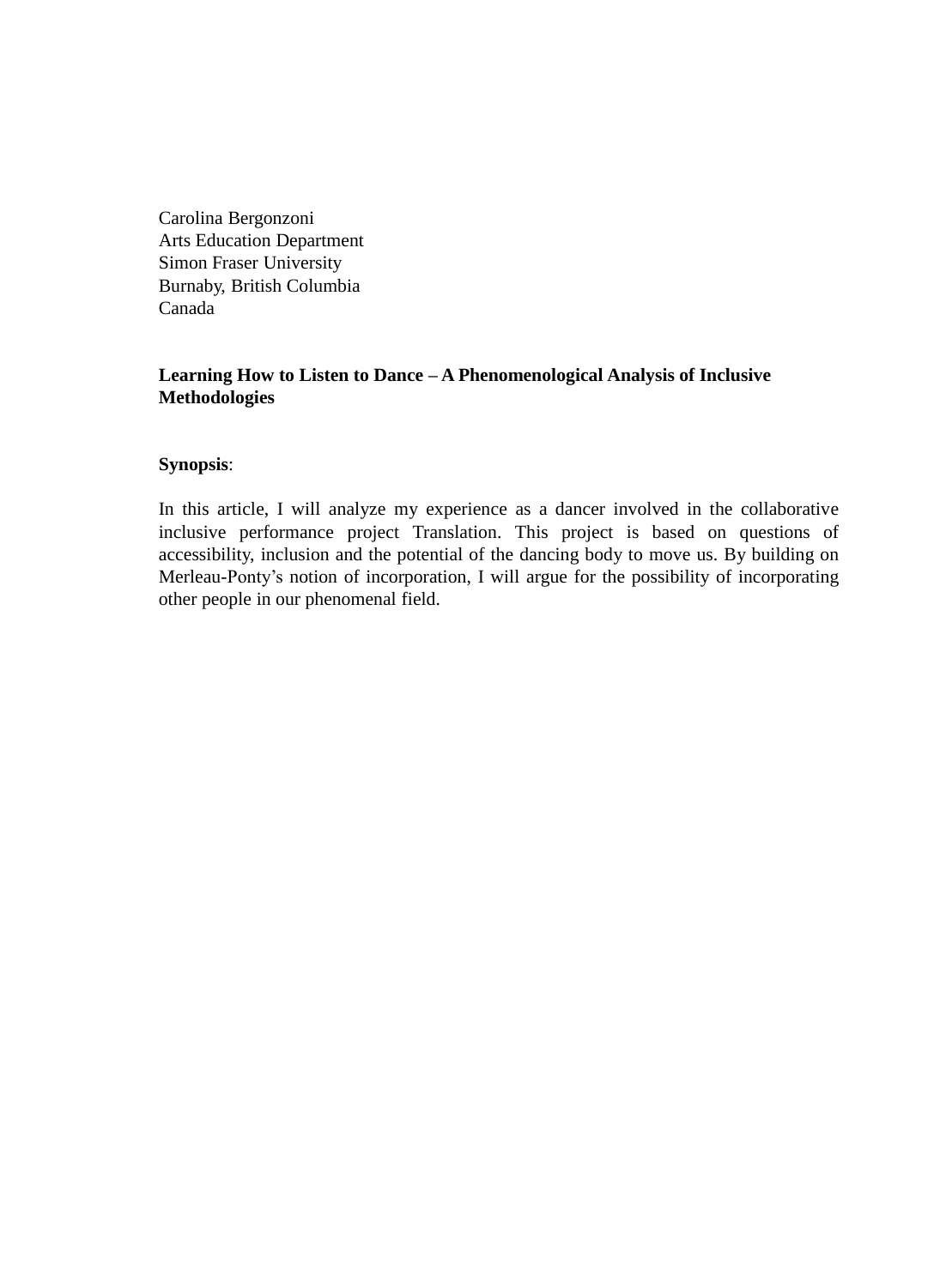Carolina Bergonzoni
Arts Education Department
Simon Fraser University
Burnaby, British Columbia
Canada

**Learning How to Listen to Dance – A Phenomenological Analysis of Inclusive Methodologies**

**Synopsis**:

In this article, I will analyze my experience as a dancer involved in the collaborative inclusive performance project Translation. This project is based on questions of accessibility, inclusion and the potential of the dancing body to move us. By building on Merleau-Ponty’s notion of incorporation, I will argue for the possibility of incorporating other people in our phenomenal field.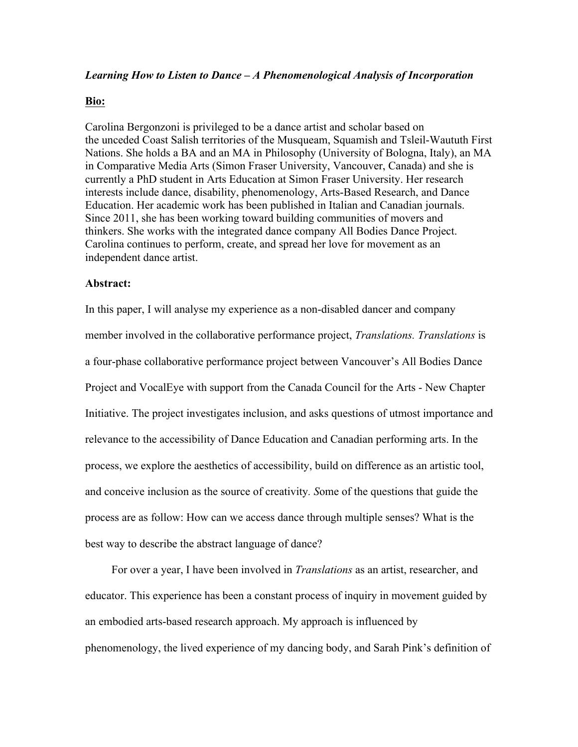***Learning How to Listen to Dance – A Phenomenological Analysis of Incorporation***

**Bio:**

Carolina Bergonzoni is privileged to be a dance artist and scholar based on the unceded Coast Salish territories of the Musqueam, Squamish and Tsleil-Waututh First Nations. She holds a BA and an MA in Philosophy (University of Bologna, Italy), an MA in Comparative Media Arts (Simon Fraser University, Vancouver, Canada) and she is currently a PhD student in Arts Education at Simon Fraser University. Her research interests include dance, disability, phenomenology, Arts-Based Research, and Dance Education. Her academic work has been published in Italian and Canadian journals. Since 2011, she has been working toward building communities of movers and thinkers. She works with the integrated dance company All Bodies Dance Project. Carolina continues to perform, create, and spread her love for movement as an independent dance artist.

**Abstract:**

In this paper, I will analyse my experience as a non-disabled dancer and company member involved in the collaborative performance project, *Translations. Translations* is a four-phase collaborative performance project between Vancouver's All Bodies Dance Project and VocalEye with support from the Canada Council for the Arts - New Chapter Initiative. The project investigates inclusion, and asks questions of utmost importance and relevance to the accessibility of Dance Education and Canadian performing arts. In the process, we explore the aesthetics of accessibility, build on difference as an artistic tool, and conceive inclusion as the source of creativity. *S*ome of the questions that guide the process are as follow: How can we access dance through multiple senses? What is the best way to describe the abstract language of dance?

For over a year, I have been involved in *Translations* as an artist, researcher, and educator. This experience has been a constant process of inquiry in movement guided by an embodied arts-based research approach. My approach is influenced by phenomenology, the lived experience of my dancing body, and Sarah Pink's definition of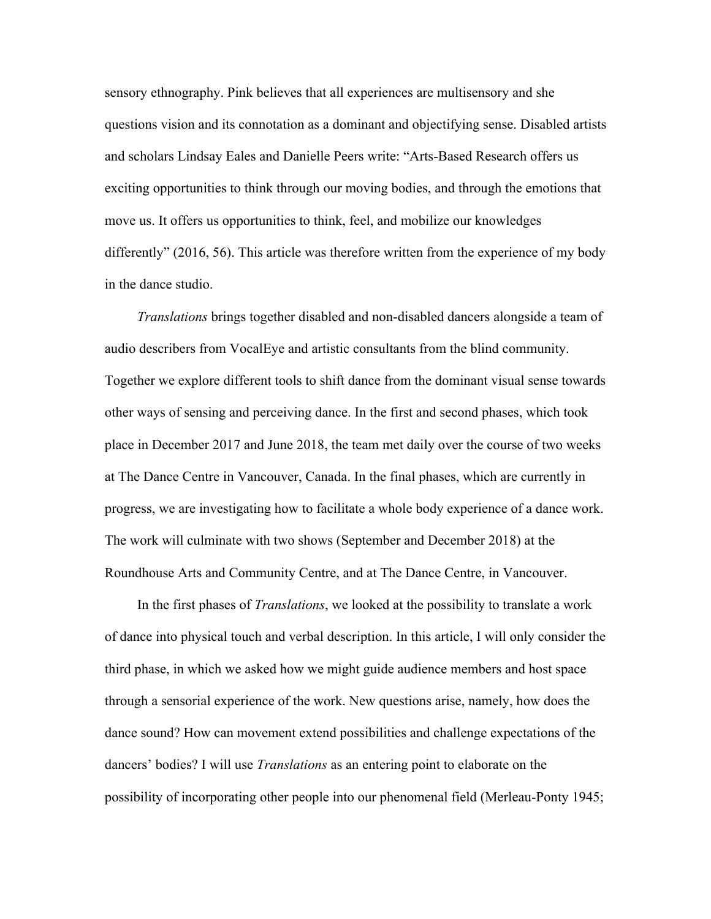sensory ethnography. Pink believes that all experiences are multisensory and she questions vision and its connotation as a dominant and objectifying sense. Disabled artists and scholars Lindsay Eales and Danielle Peers write: "Arts-Based Research offers us exciting opportunities to think through our moving bodies, and through the emotions that move us. It offers us opportunities to think, feel, and mobilize our knowledges differently" (2016, 56). This article was therefore written from the experience of my body in the dance studio.

*Translations* brings together disabled and non-disabled dancers alongside a team of audio describers from VocalEye and artistic consultants from the blind community. Together we explore different tools to shift dance from the dominant visual sense towards other ways of sensing and perceiving dance. In the first and second phases, which took place in December 2017 and June 2018, the team met daily over the course of two weeks at The Dance Centre in Vancouver, Canada. In the final phases, which are currently in progress, we are investigating how to facilitate a whole body experience of a dance work. The work will culminate with two shows (September and December 2018) at the Roundhouse Arts and Community Centre, and at The Dance Centre, in Vancouver.

In the first phases of *Translations*, we looked at the possibility to translate a work of dance into physical touch and verbal description. In this article, I will only consider the third phase, in which we asked how we might guide audience members and host space through a sensorial experience of the work. New questions arise, namely, how does the dance sound? How can movement extend possibilities and challenge expectations of the dancers' bodies? I will use *Translations* as an entering point to elaborate on the possibility of incorporating other people into our phenomenal field (Merleau-Ponty 1945;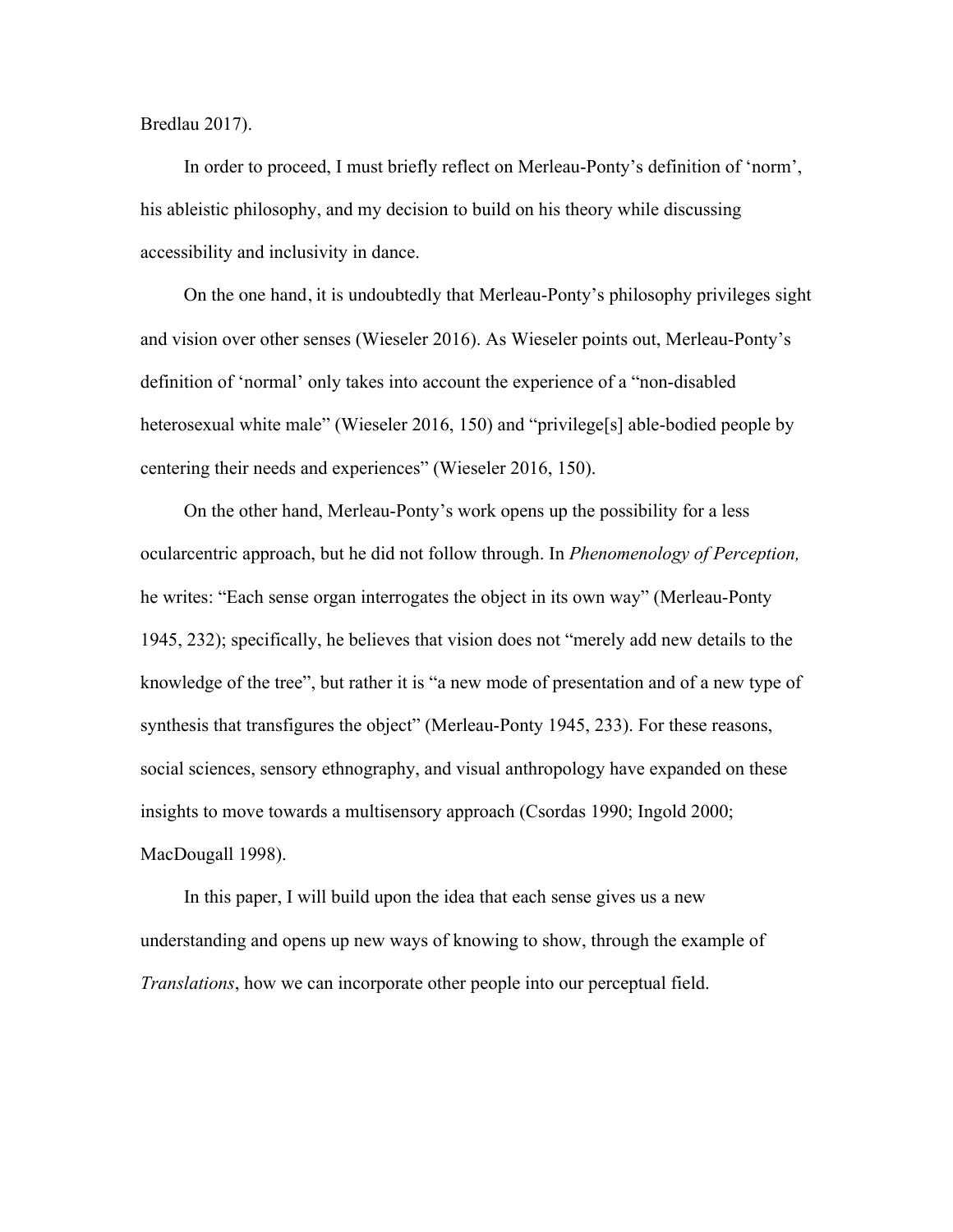Bredlau 2017).

In order to proceed, I must briefly reflect on Merleau-Ponty's definition of 'norm', his ableistic philosophy, and my decision to build on his theory while discussing accessibility and inclusivity in dance.

On the one hand, it is undoubtedly that Merleau-Ponty's philosophy privileges sight and vision over other senses (Wieseler 2016). As Wieseler points out, Merleau-Ponty's definition of 'normal' only takes into account the experience of a "non-disabled heterosexual white male" (Wieseler 2016, 150) and "privilege[s] able-bodied people by centering their needs and experiences" (Wieseler 2016, 150).

On the other hand, Merleau-Ponty's work opens up the possibility for a less ocularcentric approach, but he did not follow through. In *Phenomenology of Perception,* he writes: "Each sense organ interrogates the object in its own way" (Merleau-Ponty 1945, 232); specifically, he believes that vision does not "merely add new details to the knowledge of the tree", but rather it is "a new mode of presentation and of a new type of synthesis that transfigures the object" (Merleau-Ponty 1945, 233). For these reasons, social sciences, sensory ethnography, and visual anthropology have expanded on these insights to move towards a multisensory approach (Csordas 1990; Ingold 2000; MacDougall 1998).

In this paper, I will build upon the idea that each sense gives us a new understanding and opens up new ways of knowing to show, through the example of *Translations*, how we can incorporate other people into our perceptual field.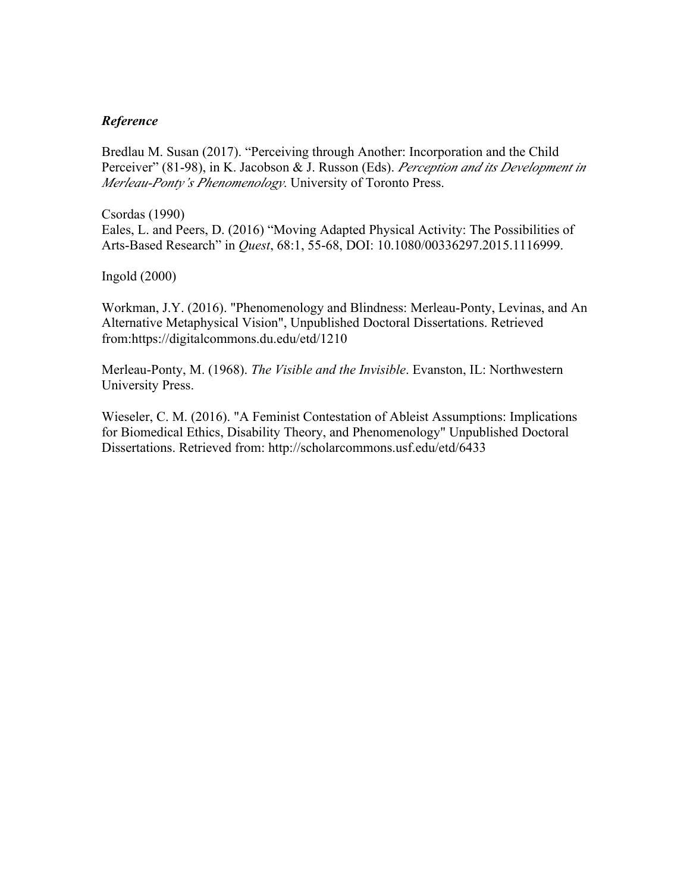***Reference***

Bredlau M. Susan (2017). "Perceiving through Another: Incorporation and the Child Perceiver" (81-98), in K. Jacobson & J. Russon (Eds). *Perception and its Development in Merleau-Ponty's Phenomenology*. University of Toronto Press.

Csordas (1990)
Eales, L. and Peers, D. (2016) "Moving Adapted Physical Activity: The Possibilities of Arts-Based Research" in *Quest*, 68:1, 55-68, DOI: 10.1080/00336297.2015.1116999.

Ingold (2000)

Workman, J.Y. (2016). "Phenomenology and Blindness: Merleau-Ponty, Levinas, and An Alternative Metaphysical Vision", Unpublished Doctoral Dissertations. Retrieved from:https://digitalcommons.du.edu/etd/1210

Merleau-Ponty, M. (1968). *The Visible and the Invisible*. Evanston, IL: Northwestern University Press.

Wieseler, C. M. (2016). "A Feminist Contestation of Ableist Assumptions: Implications for Biomedical Ethics, Disability Theory, and Phenomenology" Unpublished Doctoral Dissertations. Retrieved from: http://scholarcommons.usf.edu/etd/6433